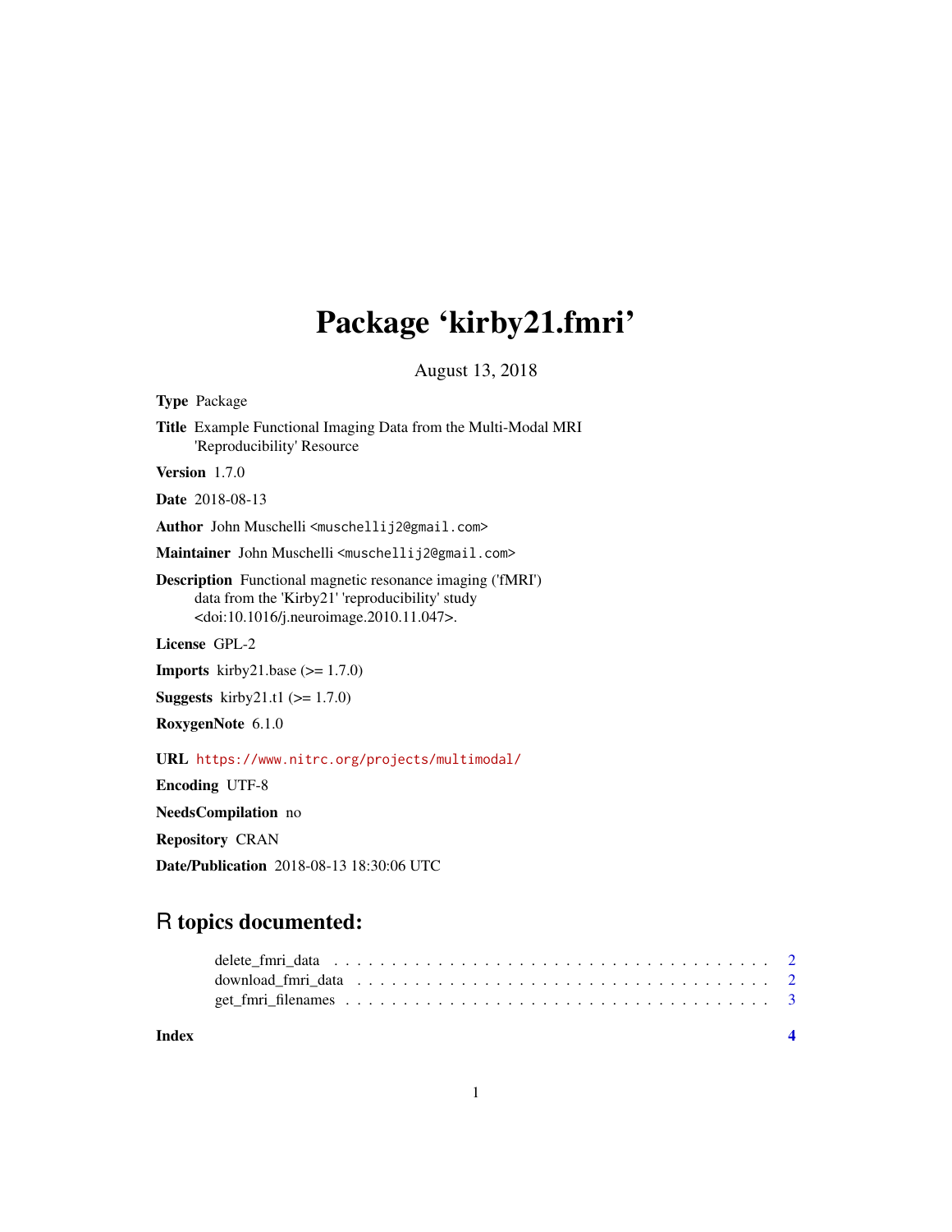# Package 'kirby21.fmri'

August 13, 2018

**Type** Package

**Title** Example Functional Imaging Data from the Multi-Modal MRI 'Reproducibility' Resource

**Version** 1.7.0

**Date** 2018-08-13

**Author** John Muschelli <muschellij2@gmail.com>

**Maintainer** John Muschelli <muschellij2@gmail.com>

**Description** Functional magnetic resonance imaging ('fMRI') data from the 'Kirby21' 'reproducibility' study <doi:10.1016/j.neuroimage.2010.11.047>.

**License** GPL-2

**Imports** kirby21.base (>= 1.7.0)

**Suggests** kirby21.t1 (>= 1.7.0)

**RoxygenNote** 6.1.0

**URL** https://www.nitrc.org/projects/multimodal/

**Encoding** UTF-8

**NeedsCompilation** no

**Repository** CRAN

**Date/Publication** 2018-08-13 18:30:06 UTC

## R topics documented:

delete_fmri_data . . . . . . . . . . . . . . . . . . . . . . . . . . . . . . . . . . . . . 2
download_fmri_data . . . . . . . . . . . . . . . . . . . . . . . . . . . . . . . . . . . 2
get_fmri_filenames . . . . . . . . . . . . . . . . . . . . . . . . . . . . . . . . . . . . 3

**Index** **4**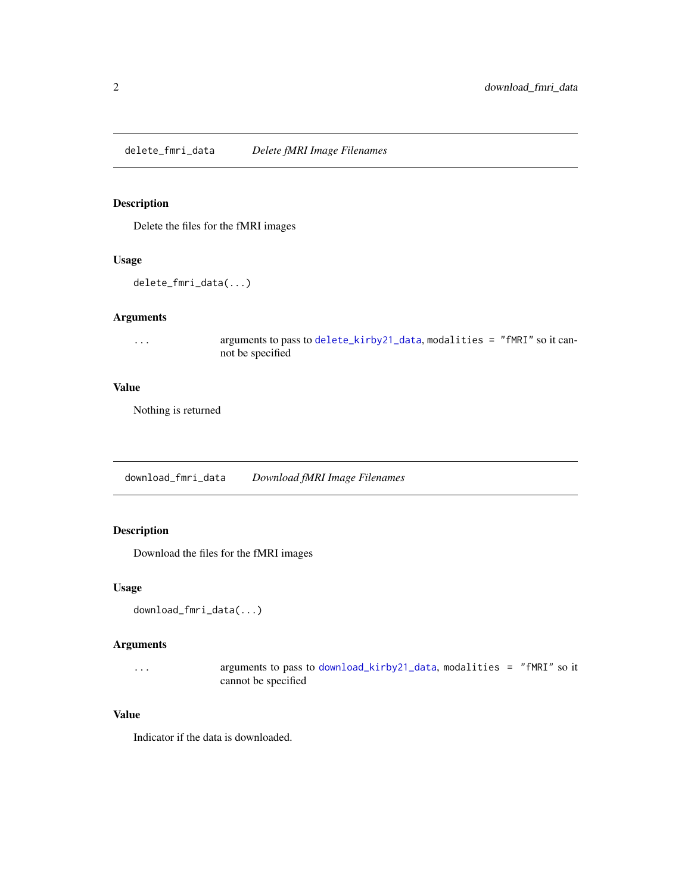## delete_fmri_data *Delete fMRI Image Filenames*

### Description

Delete the files for the fMRI images

### Usage

```
delete_fmri_data(...)
```

### Arguments

| | |
|---|---|
| ... | arguments to pass to `delete_kirby21_data`, `modalities = "fMRI"` so it cannot be specified |

### Value

Nothing is returned

## download_fmri_data *Download fMRI Image Filenames*

### Description

Download the files for the fMRI images

### Usage

```
download_fmri_data(...)
```

### Arguments

| | |
|---|---|
| ... | arguments to pass to `download_kirby21_data`, `modalities = "fMRI"` so it cannot be specified |

### Value

Indicator if the data is downloaded.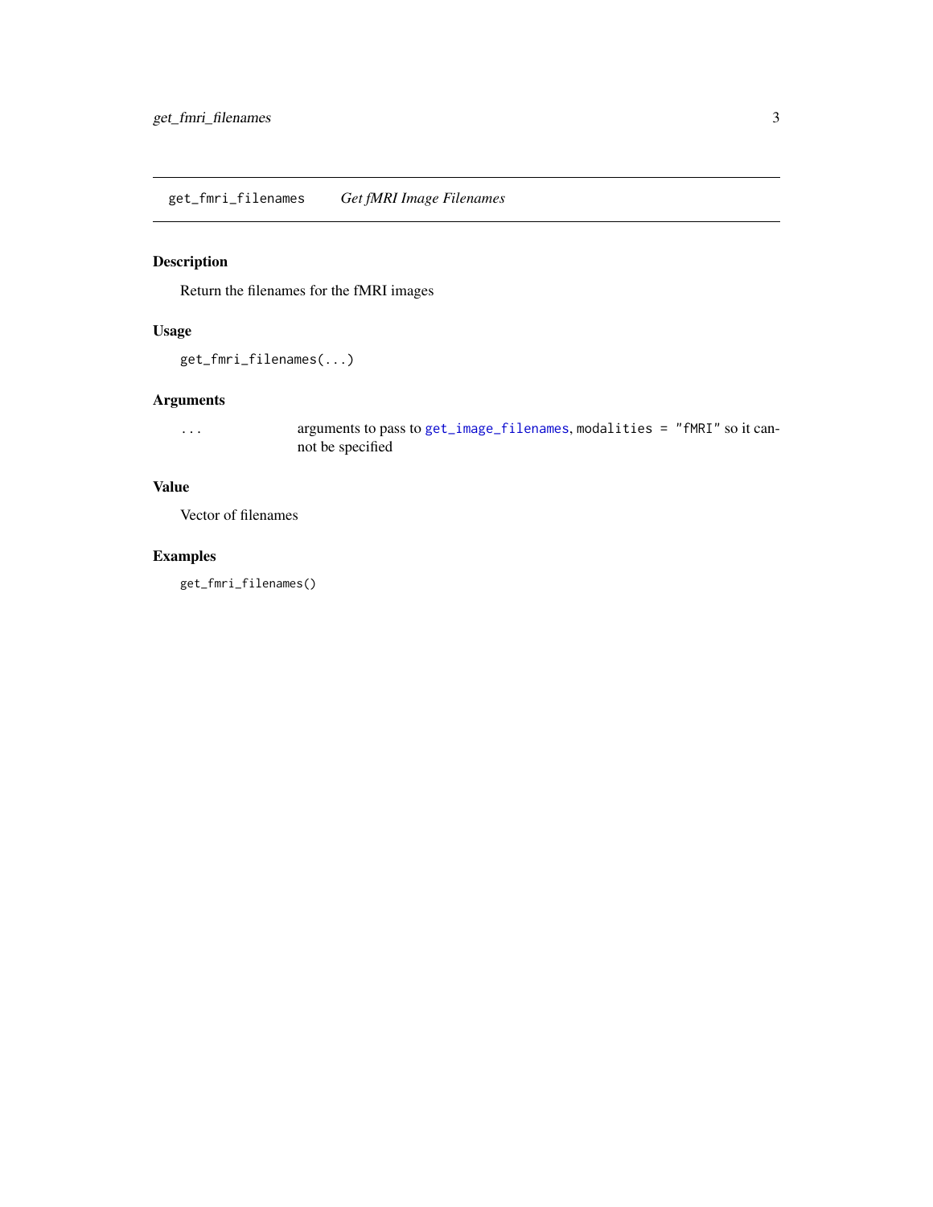## get_fmri_filenames *Get fMRI Image Filenames*

### Description

Return the filenames for the fMRI images

### Usage

```
get_fmri_filenames(...)
```

### Arguments

| | |
|---|---|
| ... | arguments to pass to `get_image_filenames`, `modalities = "fMRI"` so it cannot be specified |

### Value

Vector of filenames

### Examples

```
get_fmri_filenames()
```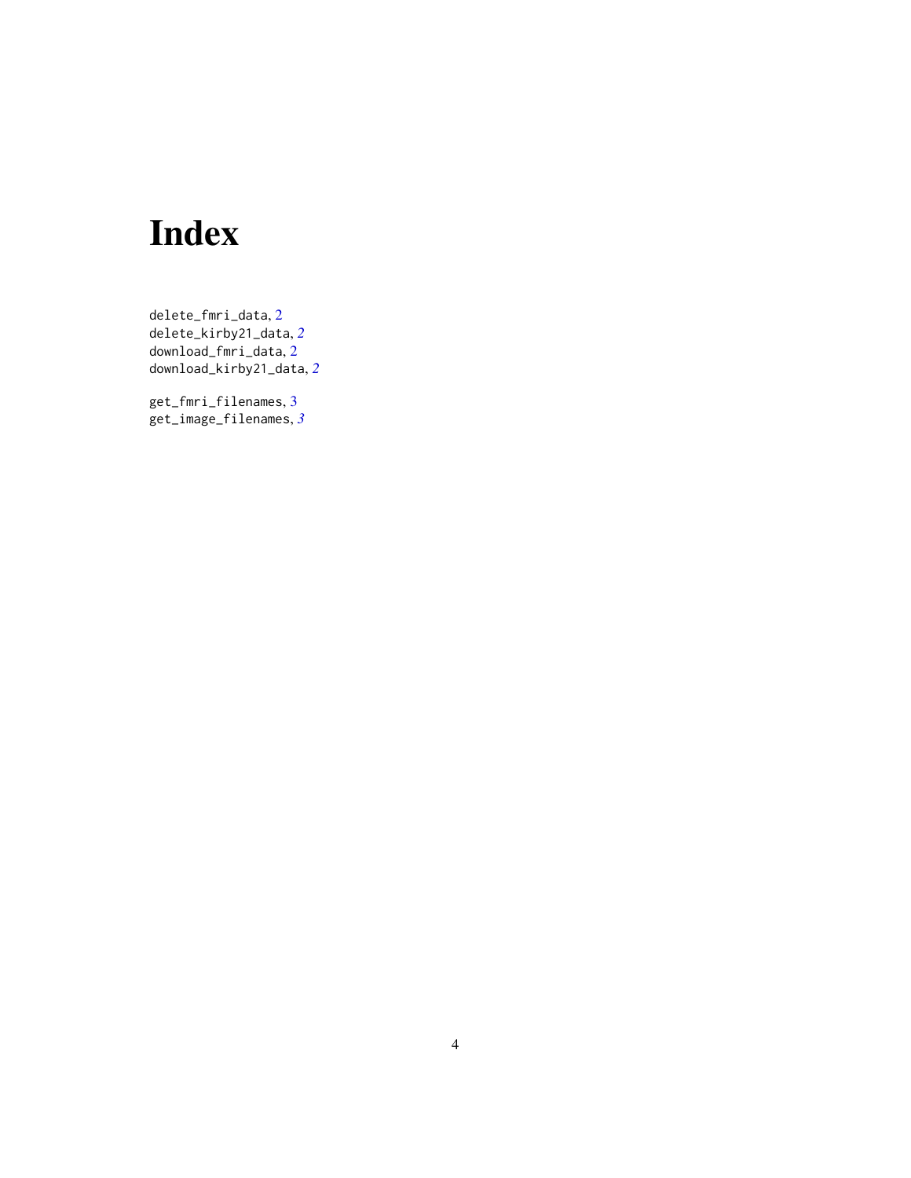# Index

delete_fmri_data, 2
delete_kirby21_data, *2*
download_fmri_data, 2
download_kirby21_data, *2*

get_fmri_filenames, 3
get_image_filenames, *3*